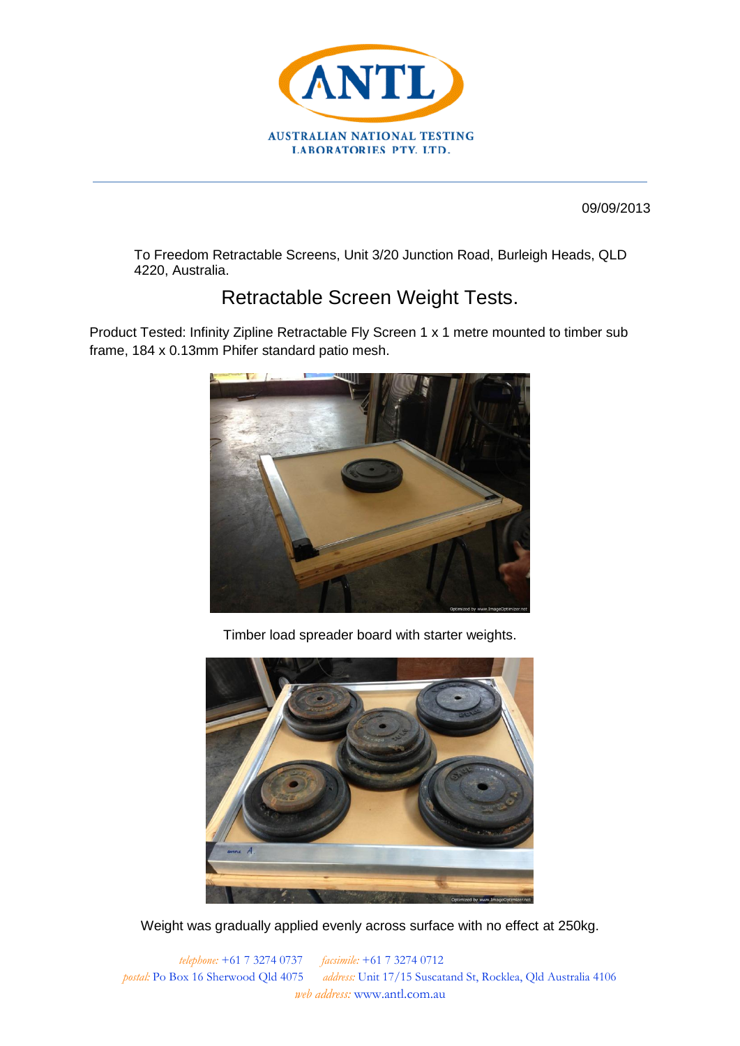ANTL

AUSTRALIAN NATIONAL TESTING LABORATORIES PTY. LTD.

09/09/2013

To Freedom Retractable Screens, Unit 3/20 Junction Road, Burleigh Heads, QLD 4220, Australia.

# Retractable Screen Weight Tests.

Product Tested: Infinity Zipline Retractable Fly Screen 1 x 1 metre mounted to timber sub frame, 184 x 0.13mm Phifer standard patio mesh.

Timber load spreader board with starter weights.

Weight was gradually applied evenly across surface with no effect at 250kg.

*telephone:* +61 7 3274 0737 *facsimile:* +61 7 3274 0712
*postal:* Po Box 16 Sherwood Qld 4075 *address:* Unit 17/15 Suscatand St, Rocklea, Qld Australia 4106
*web address:* www.antl.com.au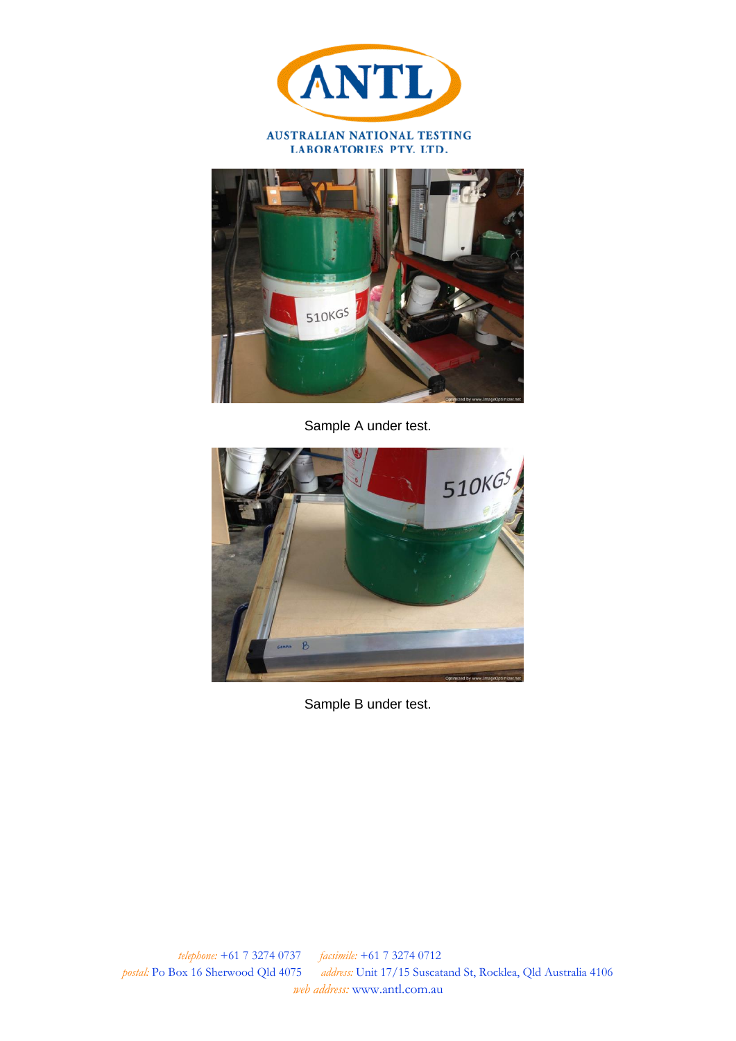Sample A under test.

Sample B under test.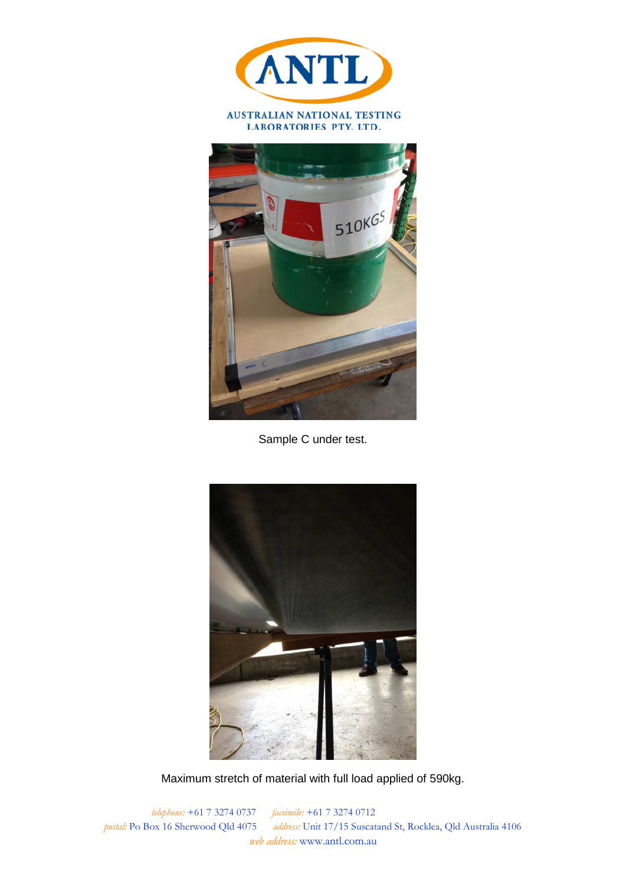Sample C under test.

Maximum stretch of material with full load applied of 590kg.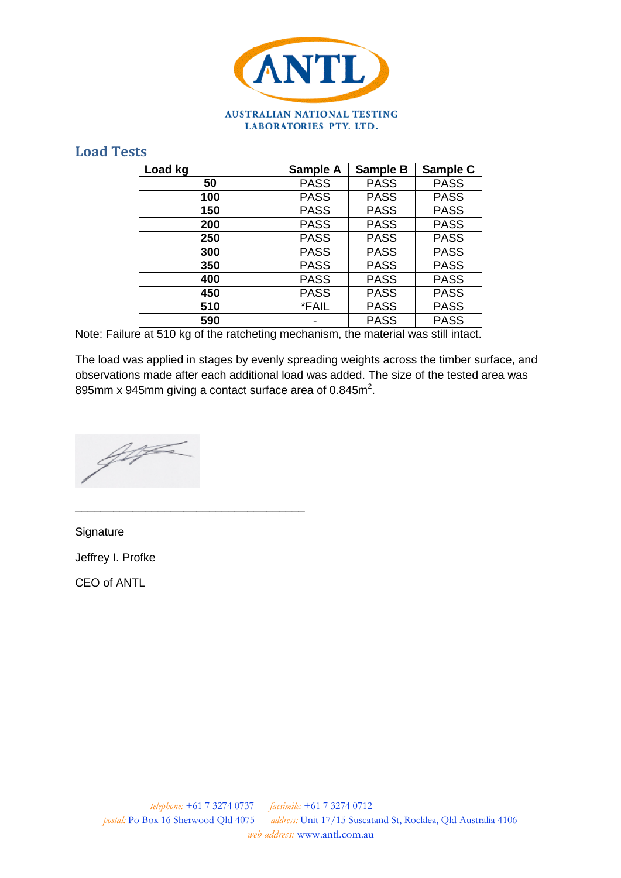ANTL

AUSTRALIAN NATIONAL TESTING LABORATORIES PTY. LTD.

## Load Tests

| Load kg | Sample A | Sample B | Sample C |
|---|---|---|---|
| 50 | PASS | PASS | PASS |
| 100 | PASS | PASS | PASS |
| 150 | PASS | PASS | PASS |
| 200 | PASS | PASS | PASS |
| 250 | PASS | PASS | PASS |
| 300 | PASS | PASS | PASS |
| 350 | PASS | PASS | PASS |
| 400 | PASS | PASS | PASS |
| 450 | PASS | PASS | PASS |
| 510 | *FAIL | PASS | PASS |
| 590 | - | PASS | PASS |

Note: Failure at 510 kg of the ratcheting mechanism, the material was still intact.

The load was applied in stages by evenly spreading weights across the timber surface, and observations made after each additional load was added. The size of the tested area was 895mm x 945mm giving a contact surface area of 0.845m$^2$.

____________________________________

Signature

Jeffrey I. Profke

CEO of ANTL

*telephone:* +61 7 3274 0737 *facsimile:* +61 7 3274 0712
*postal:* Po Box 16 Sherwood Qld 4075 *address:* Unit 17/15 Suscatand St, Rocklea, Qld Australia 4106
*web address:* www.antl.com.au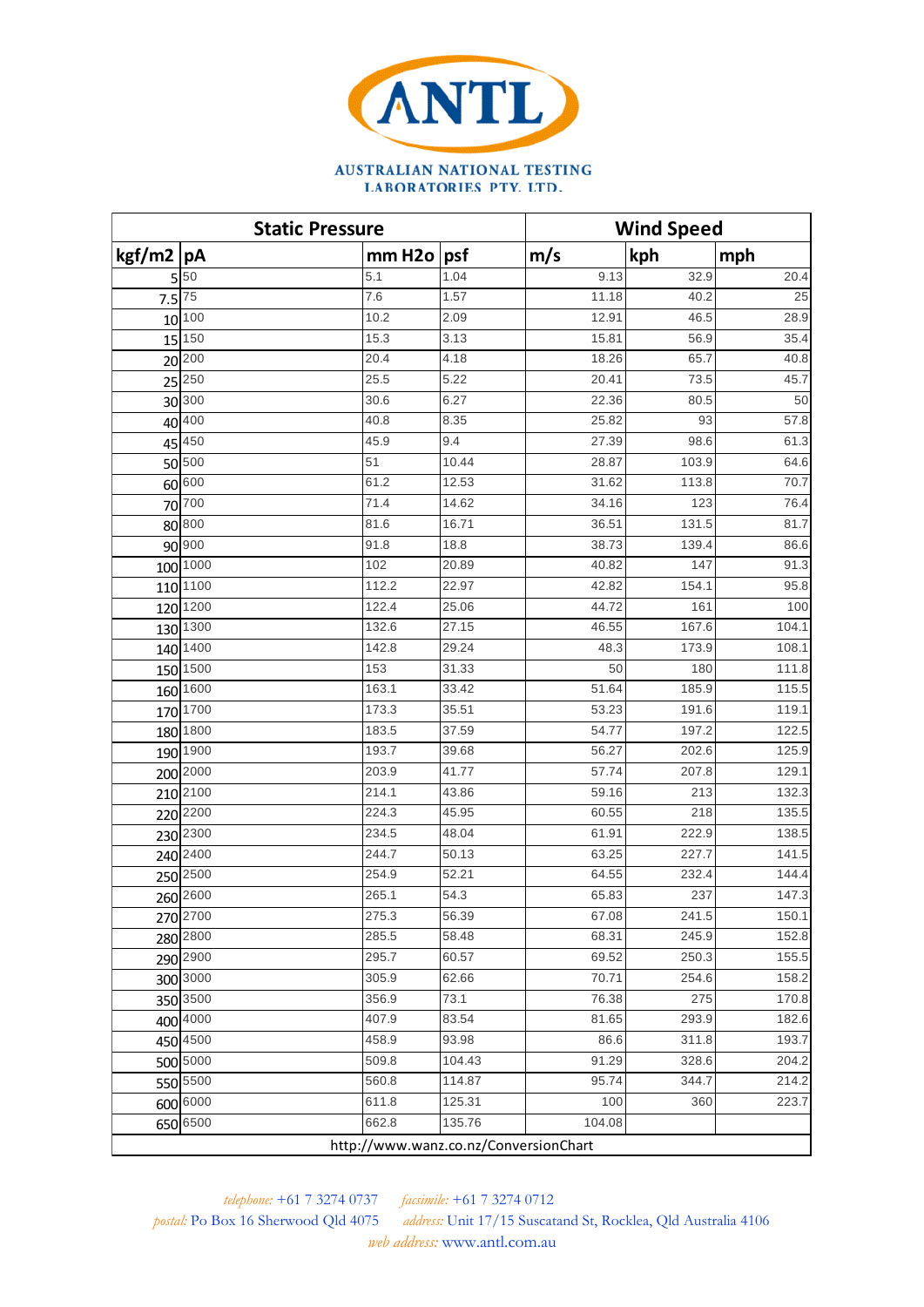**ANTL**

AUSTRALIAN NATIONAL TESTING LABORATORIES PTY. LTD.

| Static Pressure | | | | Wind Speed | | |
|---|---|---|---|---|---|---|
| kgf/m2 | pA | mm H2o | psf | m/s | kph | mph |
| 5 | 50 | 5.1 | 1.04 | 9.13 | 32.9 | 20.4 |
| 7.5 | 75 | 7.6 | 1.57 | 11.18 | 40.2 | 25 |
| 10 | 100 | 10.2 | 2.09 | 12.91 | 46.5 | 28.9 |
| 15 | 150 | 15.3 | 3.13 | 15.81 | 56.9 | 35.4 |
| 20 | 200 | 20.4 | 4.18 | 18.26 | 65.7 | 40.8 |
| 25 | 250 | 25.5 | 5.22 | 20.41 | 73.5 | 45.7 |
| 30 | 300 | 30.6 | 6.27 | 22.36 | 80.5 | 50 |
| 40 | 400 | 40.8 | 8.35 | 25.82 | 93 | 57.8 |
| 45 | 450 | 45.9 | 9.4 | 27.39 | 98.6 | 61.3 |
| 50 | 500 | 51 | 10.44 | 28.87 | 103.9 | 64.6 |
| 60 | 600 | 61.2 | 12.53 | 31.62 | 113.8 | 70.7 |
| 70 | 700 | 71.4 | 14.62 | 34.16 | 123 | 76.4 |
| 80 | 800 | 81.6 | 16.71 | 36.51 | 131.5 | 81.7 |
| 90 | 900 | 91.8 | 18.8 | 38.73 | 139.4 | 86.6 |
| 100 | 1000 | 102 | 20.89 | 40.82 | 147 | 91.3 |
| 110 | 1100 | 112.2 | 22.97 | 42.82 | 154.1 | 95.8 |
| 120 | 1200 | 122.4 | 25.06 | 44.72 | 161 | 100 |
| 130 | 1300 | 132.6 | 27.15 | 46.55 | 167.6 | 104.1 |
| 140 | 1400 | 142.8 | 29.24 | 48.3 | 173.9 | 108.1 |
| 150 | 1500 | 153 | 31.33 | 50 | 180 | 111.8 |
| 160 | 1600 | 163.1 | 33.42 | 51.64 | 185.9 | 115.5 |
| 170 | 1700 | 173.3 | 35.51 | 53.23 | 191.6 | 119.1 |
| 180 | 1800 | 183.5 | 37.59 | 54.77 | 197.2 | 122.5 |
| 190 | 1900 | 193.7 | 39.68 | 56.27 | 202.6 | 125.9 |
| 200 | 2000 | 203.9 | 41.77 | 57.74 | 207.8 | 129.1 |
| 210 | 2100 | 214.1 | 43.86 | 59.16 | 213 | 132.3 |
| 220 | 2200 | 224.3 | 45.95 | 60.55 | 218 | 135.5 |
| 230 | 2300 | 234.5 | 48.04 | 61.91 | 222.9 | 138.5 |
| 240 | 2400 | 244.7 | 50.13 | 63.25 | 227.7 | 141.5 |
| 250 | 2500 | 254.9 | 52.21 | 64.55 | 232.4 | 144.4 |
| 260 | 2600 | 265.1 | 54.3 | 65.83 | 237 | 147.3 |
| 270 | 2700 | 275.3 | 56.39 | 67.08 | 241.5 | 150.1 |
| 280 | 2800 | 285.5 | 58.48 | 68.31 | 245.9 | 152.8 |
| 290 | 2900 | 295.7 | 60.57 | 69.52 | 250.3 | 155.5 |
| 300 | 3000 | 305.9 | 62.66 | 70.71 | 254.6 | 158.2 |
| 350 | 3500 | 356.9 | 73.1 | 76.38 | 275 | 170.8 |
| 400 | 4000 | 407.9 | 83.54 | 81.65 | 293.9 | 182.6 |
| 450 | 4500 | 458.9 | 93.98 | 86.6 | 311.8 | 193.7 |
| 500 | 5000 | 509.8 | 104.43 | 91.29 | 328.6 | 204.2 |
| 550 | 5500 | 560.8 | 114.87 | 95.74 | 344.7 | 214.2 |
| 600 | 6000 | 611.8 | 125.31 | 100 | 360 | 223.7 |
| 650 | 6500 | 662.8 | 135.76 | 104.08 | | |
| http://www.wanz.co.nz/ConversionChart | | | | | | |

*telephone:* +61 7 3274 0737 *facsimile:* +61 7 3274 0712

*postal:* Po Box 16 Sherwood Qld 4075 *address:* Unit 17/15 Suscatand St, Rocklea, Qld Australia 4106

*web address:* www.antl.com.au